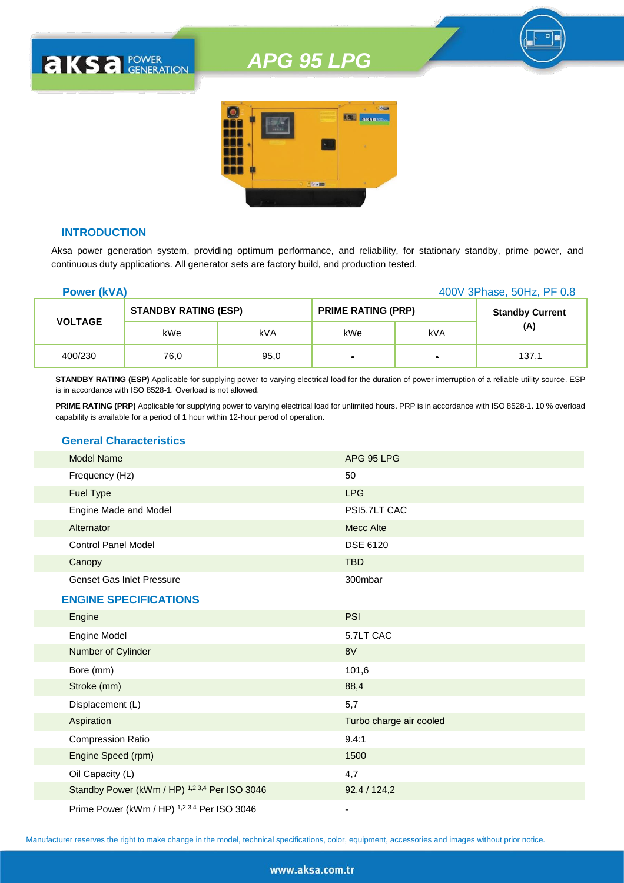# APG 95 LPG

## INTRODUCTION

Aksa power generation system, providing optimum performance, and reliability, for stationary standby, prime power, and continuous duty applications. All generator sets are factory build, and production tested.

**Power (kVA)** 400V 3Phase, 50Hz, PF 0.8

| VOLTAGE | STANDBY RATING (ESP) | | PRIME RATING (PRP) | | Standby Current (A) |
|---|---|---|---|---|---|
| | kWe | kVA | kWe | kVA | |
| 400/230 | 76,0 | 95,0 | - | - | 137,1 |

**STANDBY RATING (ESP)** Applicable for supplying power to varying electrical load for the duration of power interruption of a reliable utility source. ESP is in accordance with ISO 8528-1. Overload is not allowed.

**PRIME RATING (PRP)** Applicable for supplying power to varying electrical load for unlimited hours. PRP is in accordance with ISO 8528-1. 10 % overload capability is available for a period of 1 hour within 12-hour perod of operation.

## General Characteristics

| | |
|---|---|
| Model Name | APG 95 LPG |
| Frequency (Hz) | 50 |
| Fuel Type | LPG |
| Engine Made and Model | PSI5.7LT CAC |
| Alternator | Mecc Alte |
| Control Panel Model | DSE 6120 |
| Canopy | TBD |
| Genset Gas Inlet Pressure | 300mbar |

## ENGINE SPECIFICATIONS

| | |
|---|---|
| Engine | PSI |
| Engine Model | 5.7LT CAC |
| Number of Cylinder | 8V |
| Bore (mm) | 101,6 |
| Stroke (mm) | 88,4 |
| Displacement (L) | 5,7 |
| Aspiration | Turbo charge air cooled |
| Compression Ratio | 9.4:1 |
| Engine Speed (rpm) | 1500 |
| Oil Capacity (L) | 4,7 |
| Standby Power (kWm / HP) [1,2,3,4] Per ISO 3046 | 92,4 / 124,2 |
| Prime Power (kWm / HP) [1,2,3,4] Per ISO 3046 | - |

Manufacturer reserves the right to make change in the model, technical specifications, color, equipment, accessories and images without prior notice.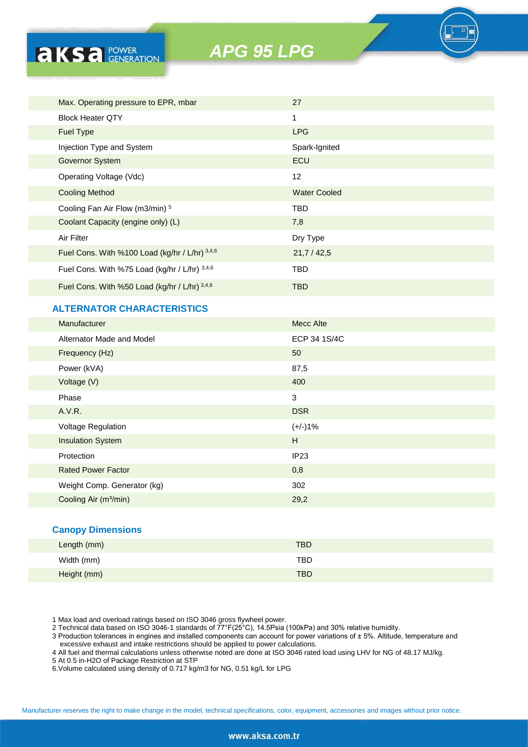# APG 95 LPG

| | |
|---|---|
| Max. Operating pressure to EPR, mbar | 27 |
| Block Heater QTY | 1 |
| Fuel Type | LPG |
| Injection Type and System | Spark-Ignited |
| Governor System | ECU |
| Operating Voltage (Vdc) | 12 |
| Cooling Method | Water Cooled |
| Cooling Fan Air Flow (m3/min) [5] | TBD |
| Coolant Capacity (engine only) (L) | 7,8 |
| Air Filter | Dry Type |
| Fuel Cons. With %100 Load (kg/hr / L/hr) [3,4,6] | 21,7 / 42,5 |
| Fuel Cons. With %75 Load (kg/hr / L/hr) [3,4,6] | TBD |
| Fuel Cons. With %50 Load (kg/hr / L/hr) [3,4,6] | TBD |

## ALTERNATOR CHARACTERISTICS

| | |
|---|---|
| Manufacturer | Mecc Alte |
| Alternator Made and Model | ECP 34 1S/4C |
| Frequency (Hz) | 50 |
| Power (kVA) | 87,5 |
| Voltage (V) | 400 |
| Phase | 3 |
| A.V.R. | DSR |
| Voltage Regulation | (+/-)1% |
| Insulation System | H |
| Protection | IP23 |
| Rated Power Factor | 0,8 |
| Weight Comp. Generator (kg) | 302 |
| Cooling Air (m³/min) | 29,2 |

## Canopy Dimensions

| | |
|---|---|
| Length (mm) | TBD |
| Width (mm) | TBD |
| Height (mm) | TBD |

1 Max load and overload ratings based on ISO 3046 gross flywheel power.
2 Technical data based on ISO 3046-1 standards of 77°F(25°C), 14.5Psia (100kPa) and 30% relative humidity.
3 Production tolerances in engines and installed components can account for power variations of ± 5%. Altitude, temperature and excessive exhaust and intake restrictions should be applied to power calculations.
4 All fuel and thermal calculations unless otherwise noted are done at ISO 3046 rated load using LHV for NG of 48.17 MJ/kg.
5 At 0.5 in-H2O of Package Restriction at STP
6.Volume calculated using density of 0.717 kg/m3 for NG, 0.51 kg/L for LPG

Manufacturer reserves the right to make change in the model, technical specifications, color, equipment, accessories and images without prior notice.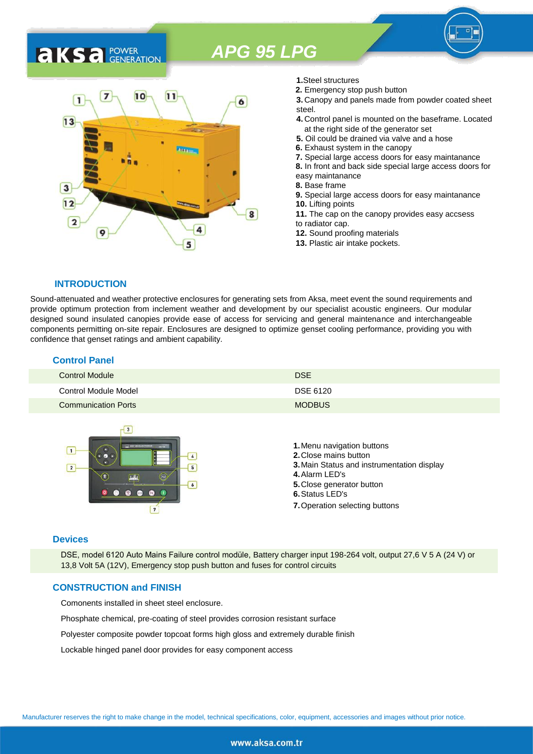# APG 95 LPG

1. Steel structures
2. Emergency stop push button
3. Canopy and panels made from powder coated sheet steel.
4. Control panel is mounted on the baseframe. Located at the right side of the generator set
5. Oil could be drained via valve and a hose
6. Exhaust system in the canopy
7. Special large access doors for easy maintanance
8. In front and back side special large access doors for easy maintanance
8. Base frame
9. Special large access doors for easy maintanance
10. Lifting points
11. The cap on the canopy provides easy accsess to radiator cap.
12. Sound proofing materials
13. Plastic air intake pockets.

## INTRODUCTION

Sound-attenuated and weather protective enclosures for generating sets from Aksa, meet event the sound requirements and provide optimum protection from inclement weather and development by our specialist acoustic engineers. Our modular designed sound insulated canopies provide ease of access for servicing and general maintenance and interchangeable components permitting on-site repair. Enclosures are designed to optimize genset cooling performance, providing you with confidence that genset ratings and ambient capability.

## Control Panel

| | |
|---|---|
| Control Module | DSE |
| Control Module Model | DSE 6120 |
| Communication Ports | MODBUS |

1. Menu navigation buttons
2. Close mains button
3. Main Status and instrumentation display
4. Alarm LED's
5. Close generator button
6. Status LED's
7. Operation selecting buttons

## Devices

DSE, model 6120 Auto Mains Failure control modüle, Battery charger input 198-264 volt, output 27,6 V 5 A (24 V) or 13,8 Volt 5A (12V), Emergency stop push button and fuses for control circuits

## CONSTRUCTION and FINISH

Comonents installed in sheet steel enclosure.

Phosphate chemical, pre-coating of steel provides corrosion resistant surface

Polyester composite powder topcoat forms high gloss and extremely durable finish

Lockable hinged panel door provides for easy component access

Manufacturer reserves the right to make change in the model, technical specifications, color, equipment, accessories and images without prior notice.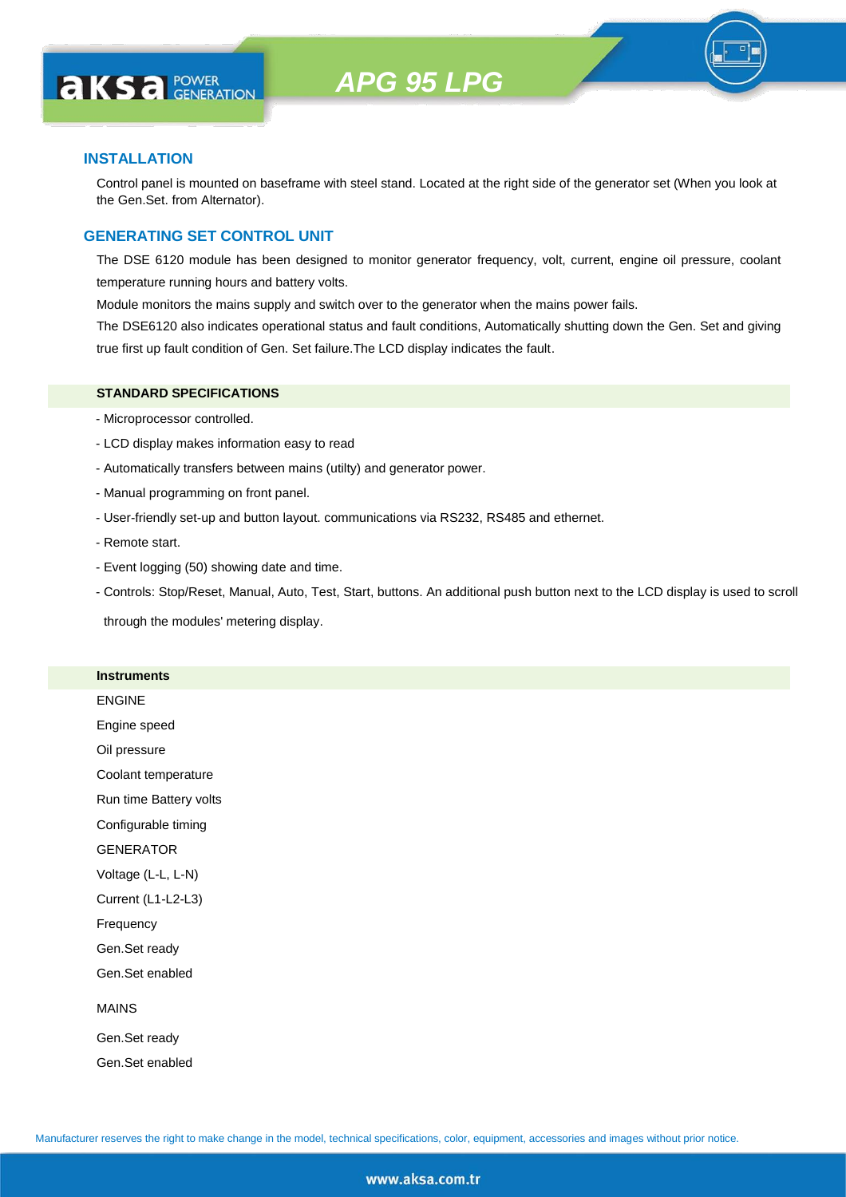## INSTALLATION

Control panel is mounted on baseframe with steel stand. Located at the right side of the generator set (When you look at the Gen.Set. from Alternator).

## GENERATING SET CONTROL UNIT

The DSE 6120 module has been designed to monitor generator frequency, volt, current, engine oil pressure, coolant temperature running hours and battery volts.

Module monitors the mains supply and switch over to the generator when the mains power fails.

The DSE6120 also indicates operational status and fault conditions, Automatically shutting down the Gen. Set and giving true first up fault condition of Gen. Set failure.The LCD display indicates the fault.

### STANDARD SPECIFICATIONS

- Microprocessor controlled.
- LCD display makes information easy to read
- Automatically transfers between mains (utilty) and generator power.
- Manual programming on front panel.
- User-friendly set-up and button layout. communications via RS232, RS485 and ethernet.
- Remote start.
- Event logging (50) showing date and time.
- Controls: Stop/Reset, Manual, Auto, Test, Start, buttons. An additional push button next to the LCD display is used to scroll through the modules' metering display.

### Instruments

ENGINE

Engine speed

Oil pressure

Coolant temperature

Run time Battery volts

Configurable timing

GENERATOR

Voltage (L-L, L-N)

Current (L1-L2-L3)

Frequency

Gen.Set ready

Gen.Set enabled

MAINS

Gen.Set ready

Gen.Set enabled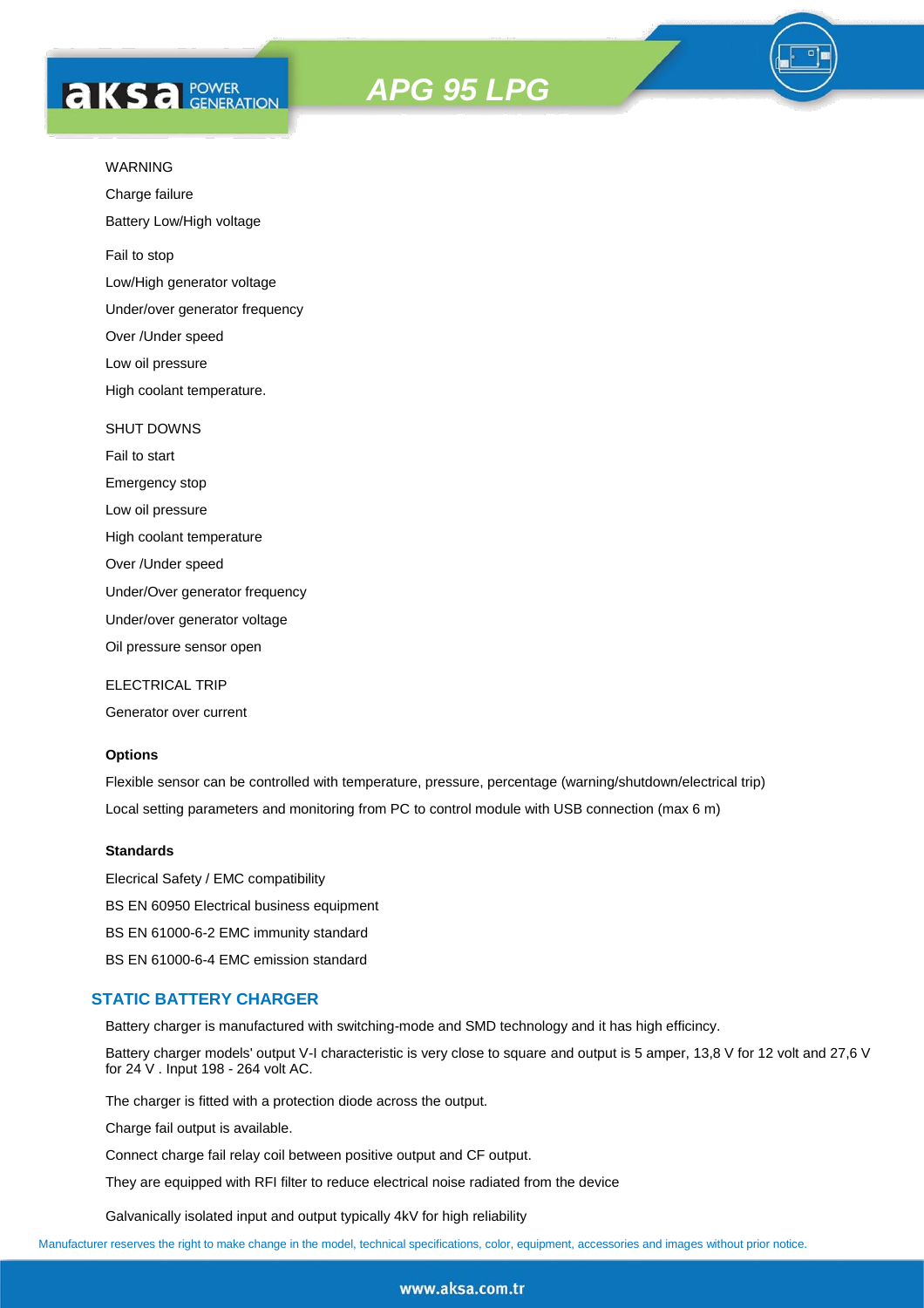WARNING

Charge failure

Battery Low/High voltage

Fail to stop

Low/High generator voltage

Under/over generator frequency

Over /Under speed

Low oil pressure

High coolant temperature.

SHUT DOWNS

Fail to start

Emergency stop

Low oil pressure

High coolant temperature

Over /Under speed

Under/Over generator frequency

Under/over generator voltage

Oil pressure sensor open

ELECTRICAL TRIP

Generator over current

**Options**

Flexible sensor can be controlled with temperature, pressure, percentage (warning/shutdown/electrical trip)

Local setting parameters and monitoring from PC to control module with USB connection (max 6 m)

**Standards**

Elecrical Safety / EMC compatibility

BS EN 60950 Electrical business equipment

BS EN 61000-6-2 EMC immunity standard

BS EN 61000-6-4 EMC emission standard

## STATIC BATTERY CHARGER

Battery charger is manufactured with switching-mode and SMD technology and it has high efficincy.

Battery charger models' output V-I characteristic is very close to square and output is 5 amper, 13,8 V for 12 volt and 27,6 V for 24 V . Input 198 - 264 volt AC.

The charger is fitted with a protection diode across the output.

Charge fail output is available.

Connect charge fail relay coil between positive output and CF output.

They are equipped with RFI filter to reduce electrical noise radiated from the device

Galvanically isolated input and output typically 4kV for high reliability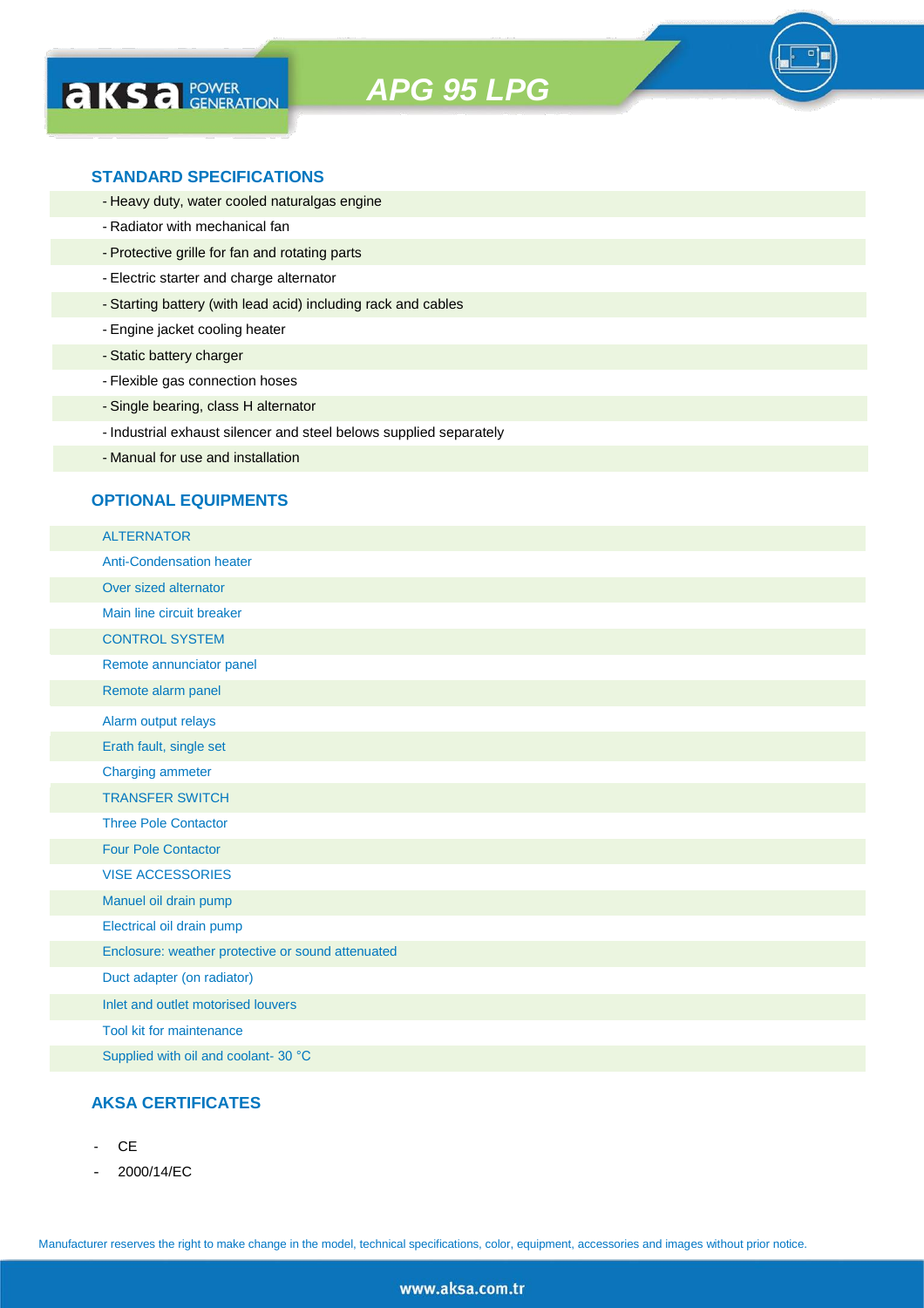# APG 95 LPG

## STANDARD SPECIFICATIONS

- Heavy duty, water cooled naturalgas engine
- Radiator with mechanical fan
- Protective grille for fan and rotating parts
- Electric starter and charge alternator
- Starting battery (with lead acid) including rack and cables
- Engine jacket cooling heater
- Static battery charger
- Flexible gas connection hoses
- Single bearing, class H alternator
- Industrial exhaust silencer and steel belows supplied separately
- Manual for use and installation

## OPTIONAL EQUIPMENTS

ALTERNATOR

Anti-Condensation heater

Over sized alternator

Main line circuit breaker

CONTROL SYSTEM

Remote annunciator panel

Remote alarm panel

Alarm output relays

Erath fault, single set

Charging ammeter

TRANSFER SWITCH

Three Pole Contactor

Four Pole Contactor

VISE ACCESSORIES

Manuel oil drain pump

Electrical oil drain pump

Enclosure: weather protective or sound attenuated

Duct adapter (on radiator)

Inlet and outlet motorised louvers

Tool kit for maintenance

Supplied with oil and coolant- 30 °C

## AKSA CERTIFICATES

- CE
- 2000/14/EC

Manufacturer reserves the right to make change in the model, technical specifications, color, equipment, accessories and images without prior notice.

www.aksa.com.tr